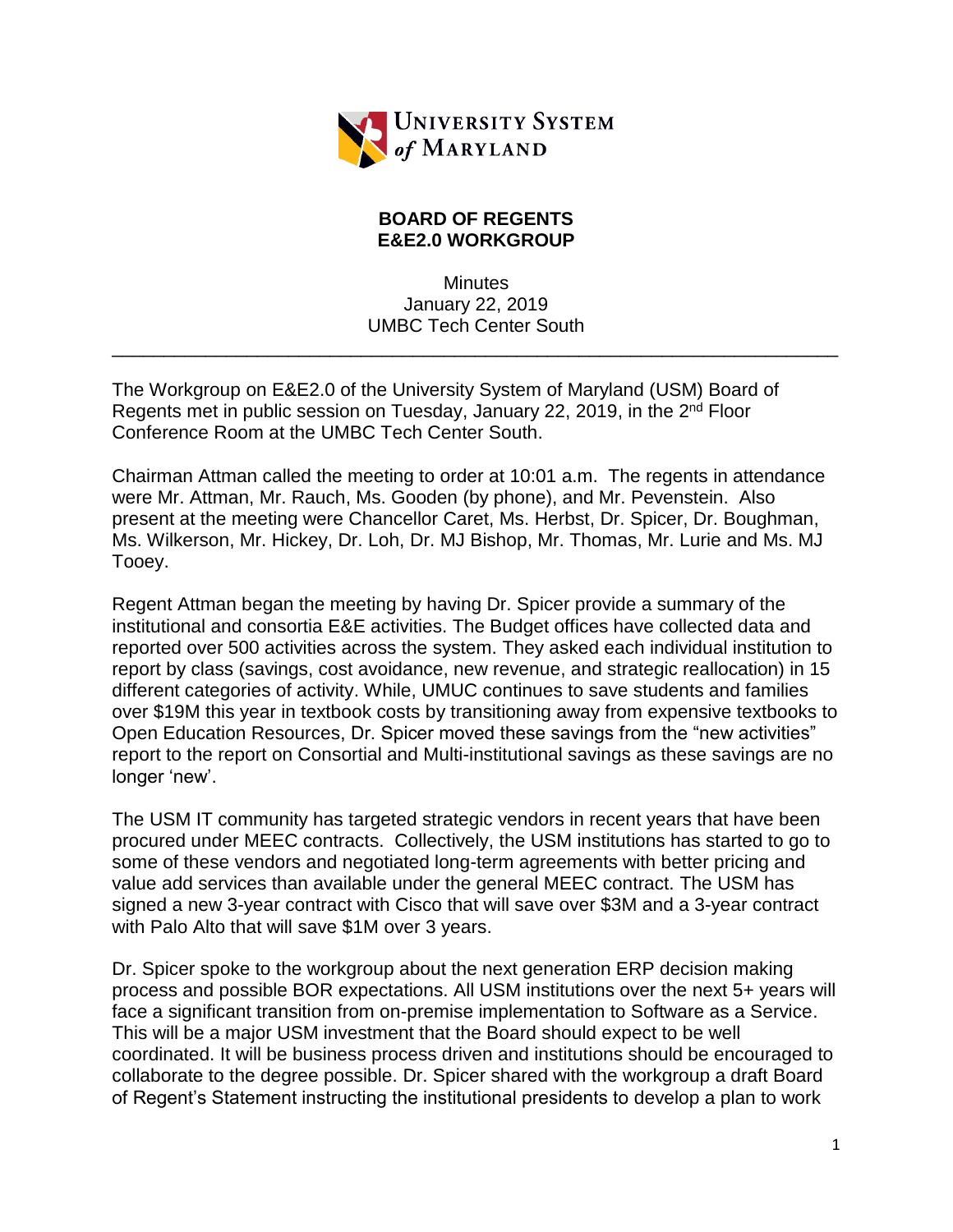UNIVERSITY SYSTEM *of* MARYLAND

**BOARD OF REGENTS**
**E&E2.0 WORKGROUP**

Minutes
January 22, 2019
UMBC Tech Center South

---

The Workgroup on E&E2.0 of the University System of Maryland (USM) Board of Regents met in public session on Tuesday, January 22, 2019, in the 2nd Floor Conference Room at the UMBC Tech Center South.

Chairman Attman called the meeting to order at 10:01 a.m. The regents in attendance were Mr. Attman, Mr. Rauch, Ms. Gooden (by phone), and Mr. Pevenstein. Also present at the meeting were Chancellor Caret, Ms. Herbst, Dr. Spicer, Dr. Boughman, Ms. Wilkerson, Mr. Hickey, Dr. Loh, Dr. MJ Bishop, Mr. Thomas, Mr. Lurie and Ms. MJ Tooey.

Regent Attman began the meeting by having Dr. Spicer provide a summary of the institutional and consortia E&E activities. The Budget offices have collected data and reported over 500 activities across the system. They asked each individual institution to report by class (savings, cost avoidance, new revenue, and strategic reallocation) in 15 different categories of activity. While, UMUC continues to save students and families over $19M this year in textbook costs by transitioning away from expensive textbooks to Open Education Resources, Dr. Spicer moved these savings from the "new activities" report to the report on Consortial and Multi-institutional savings as these savings are no longer 'new'.

The USM IT community has targeted strategic vendors in recent years that have been procured under MEEC contracts. Collectively, the USM institutions has started to go to some of these vendors and negotiated long-term agreements with better pricing and value add services than available under the general MEEC contract. The USM has signed a new 3-year contract with Cisco that will save over $3M and a 3-year contract with Palo Alto that will save $1M over 3 years.

Dr. Spicer spoke to the workgroup about the next generation ERP decision making process and possible BOR expectations. All USM institutions over the next 5+ years will face a significant transition from on-premise implementation to Software as a Service. This will be a major USM investment that the Board should expect to be well coordinated. It will be business process driven and institutions should be encouraged to collaborate to the degree possible. Dr. Spicer shared with the workgroup a draft Board of Regent's Statement instructing the institutional presidents to develop a plan to work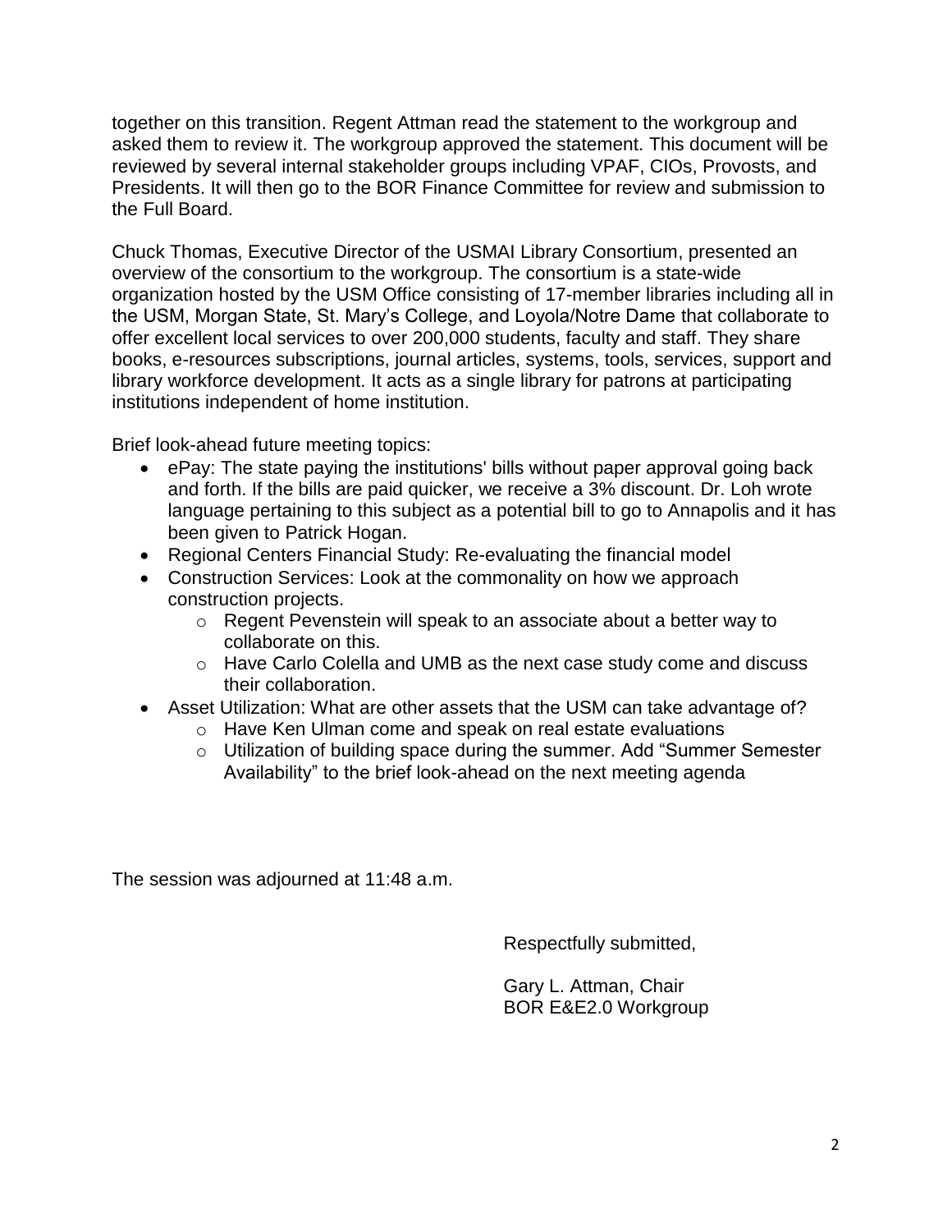together on this transition. Regent Attman read the statement to the workgroup and asked them to review it. The workgroup approved the statement. This document will be reviewed by several internal stakeholder groups including VPAF, CIOs, Provosts, and Presidents. It will then go to the BOR Finance Committee for review and submission to the Full Board.

Chuck Thomas, Executive Director of the USMAI Library Consortium, presented an overview of the consortium to the workgroup. The consortium is a state-wide organization hosted by the USM Office consisting of 17-member libraries including all in the USM, Morgan State, St. Mary's College, and Loyola/Notre Dame that collaborate to offer excellent local services to over 200,000 students, faculty and staff. They share books, e-resources subscriptions, journal articles, systems, tools, services, support and library workforce development. It acts as a single library for patrons at participating institutions independent of home institution.

Brief look-ahead future meeting topics:

- ePay: The state paying the institutions' bills without paper approval going back and forth. If the bills are paid quicker, we receive a 3% discount. Dr. Loh wrote language pertaining to this subject as a potential bill to go to Annapolis and it has been given to Patrick Hogan.
- Regional Centers Financial Study: Re-evaluating the financial model
- Construction Services: Look at the commonality on how we approach construction projects.
  - Regent Pevenstein will speak to an associate about a better way to collaborate on this.
  - Have Carlo Colella and UMB as the next case study come and discuss their collaboration.
- Asset Utilization: What are other assets that the USM can take advantage of?
  - Have Ken Ulman come and speak on real estate evaluations
  - Utilization of building space during the summer. Add "Summer Semester Availability" to the brief look-ahead on the next meeting agenda

The session was adjourned at 11:48 a.m.

Respectfully submitted,

Gary L. Attman, Chair
BOR E&E2.0 Workgroup